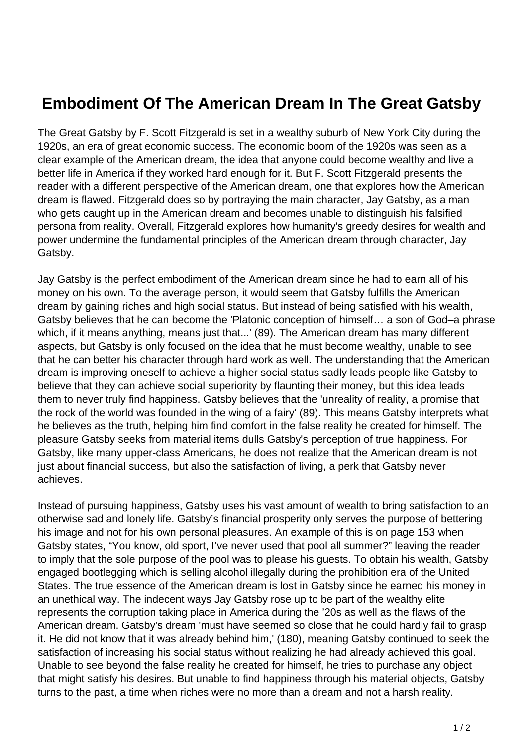# Embodiment Of The American Dream In The Great Gatsby

The Great Gatsby by F. Scott Fitzgerald is set in a wealthy suburb of New York City during the 1920s, an era of great economic success. The economic boom of the 1920s was seen as a clear example of the American dream, the idea that anyone could become wealthy and live a better life in America if they worked hard enough for it. But F. Scott Fitzgerald presents the reader with a different perspective of the American dream, one that explores how the American dream is flawed. Fitzgerald does so by portraying the main character, Jay Gatsby, as a man who gets caught up in the American dream and becomes unable to distinguish his falsified persona from reality. Overall, Fitzgerald explores how humanity's greedy desires for wealth and power undermine the fundamental principles of the American dream through character, Jay Gatsby.

Jay Gatsby is the perfect embodiment of the American dream since he had to earn all of his money on his own. To the average person, it would seem that Gatsby fulfills the American dream by gaining riches and high social status. But instead of being satisfied with his wealth, Gatsby believes that he can become the 'Platonic conception of himself… a son of God–a phrase which, if it means anything, means just that...' (89). The American dream has many different aspects, but Gatsby is only focused on the idea that he must become wealthy, unable to see that he can better his character through hard work as well. The understanding that the American dream is improving oneself to achieve a higher social status sadly leads people like Gatsby to believe that they can achieve social superiority by flaunting their money, but this idea leads them to never truly find happiness. Gatsby believes that the 'unreality of reality, a promise that the rock of the world was founded in the wing of a fairy' (89). This means Gatsby interprets what he believes as the truth, helping him find comfort in the false reality he created for himself. The pleasure Gatsby seeks from material items dulls Gatsby's perception of true happiness. For Gatsby, like many upper-class Americans, he does not realize that the American dream is not just about financial success, but also the satisfaction of living, a perk that Gatsby never achieves.

Instead of pursuing happiness, Gatsby uses his vast amount of wealth to bring satisfaction to an otherwise sad and lonely life. Gatsby's financial prosperity only serves the purpose of bettering his image and not for his own personal pleasures. An example of this is on page 153 when Gatsby states, “You know, old sport, I’ve never used that pool all summer?” leaving the reader to imply that the sole purpose of the pool was to please his guests. To obtain his wealth, Gatsby engaged bootlegging which is selling alcohol illegally during the prohibition era of the United States. The true essence of the American dream is lost in Gatsby since he earned his money in an unethical way. The indecent ways Jay Gatsby rose up to be part of the wealthy elite represents the corruption taking place in America during the ’20s as well as the flaws of the American dream. Gatsby's dream 'must have seemed so close that he could hardly fail to grasp it. He did not know that it was already behind him,' (180), meaning Gatsby continued to seek the satisfaction of increasing his social status without realizing he had already achieved this goal. Unable to see beyond the false reality he created for himself, he tries to purchase any object that might satisfy his desires. But unable to find happiness through his material objects, Gatsby turns to the past, a time when riches were no more than a dream and not a harsh reality.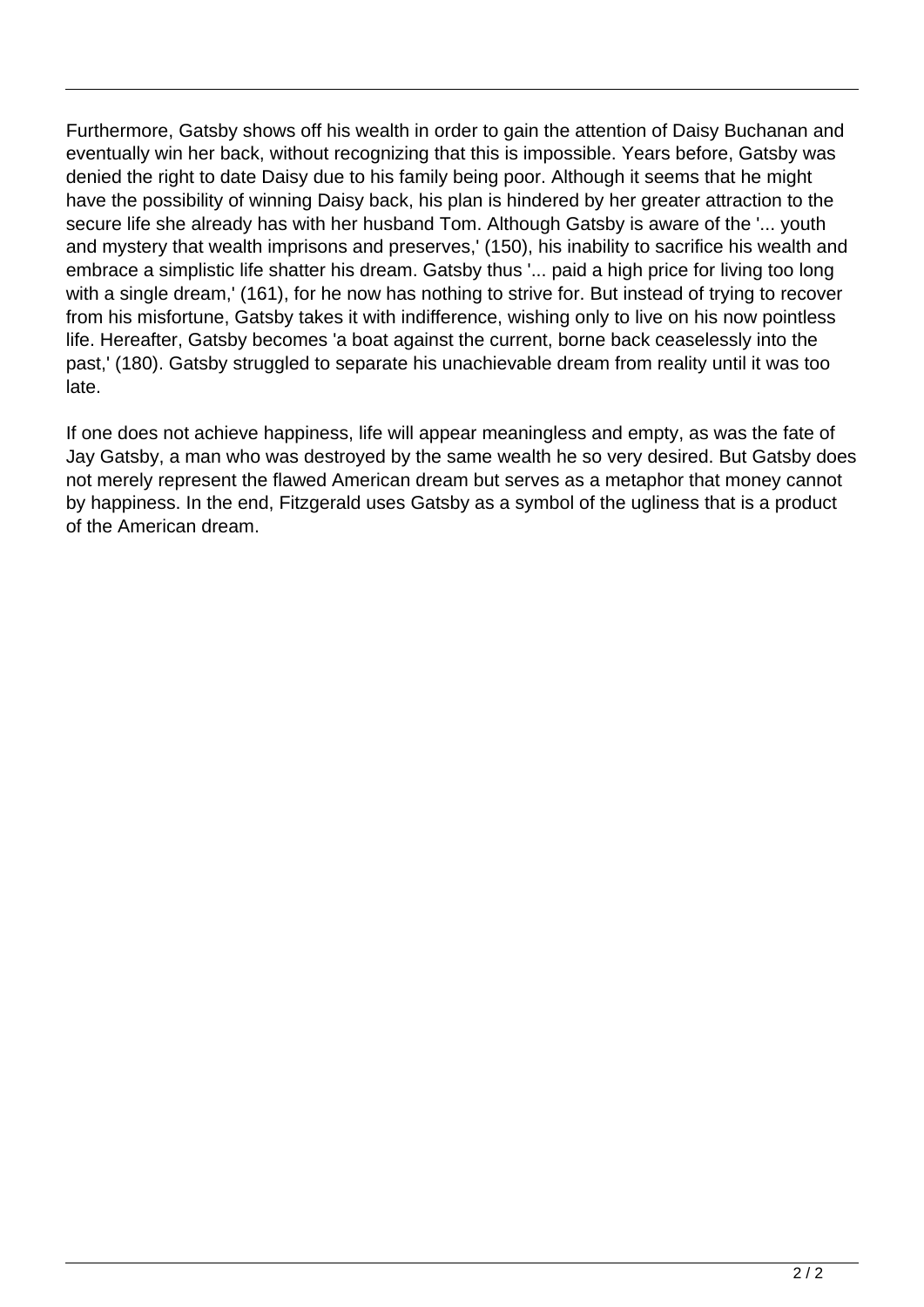Furthermore, Gatsby shows off his wealth in order to gain the attention of Daisy Buchanan and eventually win her back, without recognizing that this is impossible. Years before, Gatsby was denied the right to date Daisy due to his family being poor. Although it seems that he might have the possibility of winning Daisy back, his plan is hindered by her greater attraction to the secure life she already has with her husband Tom. Although Gatsby is aware of the '... youth and mystery that wealth imprisons and preserves,' (150), his inability to sacrifice his wealth and embrace a simplistic life shatter his dream. Gatsby thus '... paid a high price for living too long with a single dream,' (161), for he now has nothing to strive for. But instead of trying to recover from his misfortune, Gatsby takes it with indifference, wishing only to live on his now pointless life. Hereafter, Gatsby becomes 'a boat against the current, borne back ceaselessly into the past,' (180). Gatsby struggled to separate his unachievable dream from reality until it was too late.

If one does not achieve happiness, life will appear meaningless and empty, as was the fate of Jay Gatsby, a man who was destroyed by the same wealth he so very desired. But Gatsby does not merely represent the flawed American dream but serves as a metaphor that money cannot by happiness. In the end, Fitzgerald uses Gatsby as a symbol of the ugliness that is a product of the American dream.